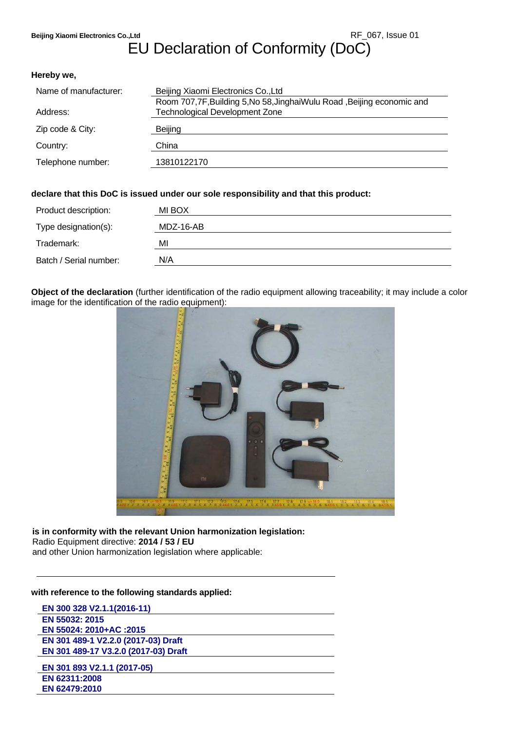**Beijing Xiaomi Electronics Co.,Ltd** RF_067, Issue 01

# EU Declaration of Conformity (DoC)

**Hereby we,**

| | |
|---|---|
| Name of manufacturer: | Beijing Xiaomi Electronics Co.,Ltd |
| Address: | Room 707,7F,Building 5,No 58,JinghaiWulu Road ,Beijing economic and Technological Development Zone |
| Zip code & City: | Beijing |
| Country: | China |
| Telephone number: | 13810122170 |

**declare that this DoC is issued under our sole responsibility and that this product:**

| | |
|---|---|
| Product description: | MI BOX |
| Type designation(s): | MDZ-16-AB |
| Trademark: | MI |
| Batch / Serial number: | N/A |

**Object of the declaration** (further identification of the radio equipment allowing traceability; it may include a color image for the identification of the radio equipment):

**is in conformity with the relevant Union harmonization legislation:**
Radio Equipment directive: **2014 / 53 / EU**
and other Union harmonization legislation where applicable:

**with reference to the following standards applied:**

**EN 300 328 V2.1.1(2016-11)**
**EN 55032: 2015**
**EN 55024: 2010+AC :2015**
**EN 301 489-1 V2.2.0 (2017-03) Draft**
**EN 301 489-17 V3.2.0 (2017-03) Draft**
**EN 301 893 V2.1.1 (2017-05)**
**EN 62311:2008**
**EN 62479:2010**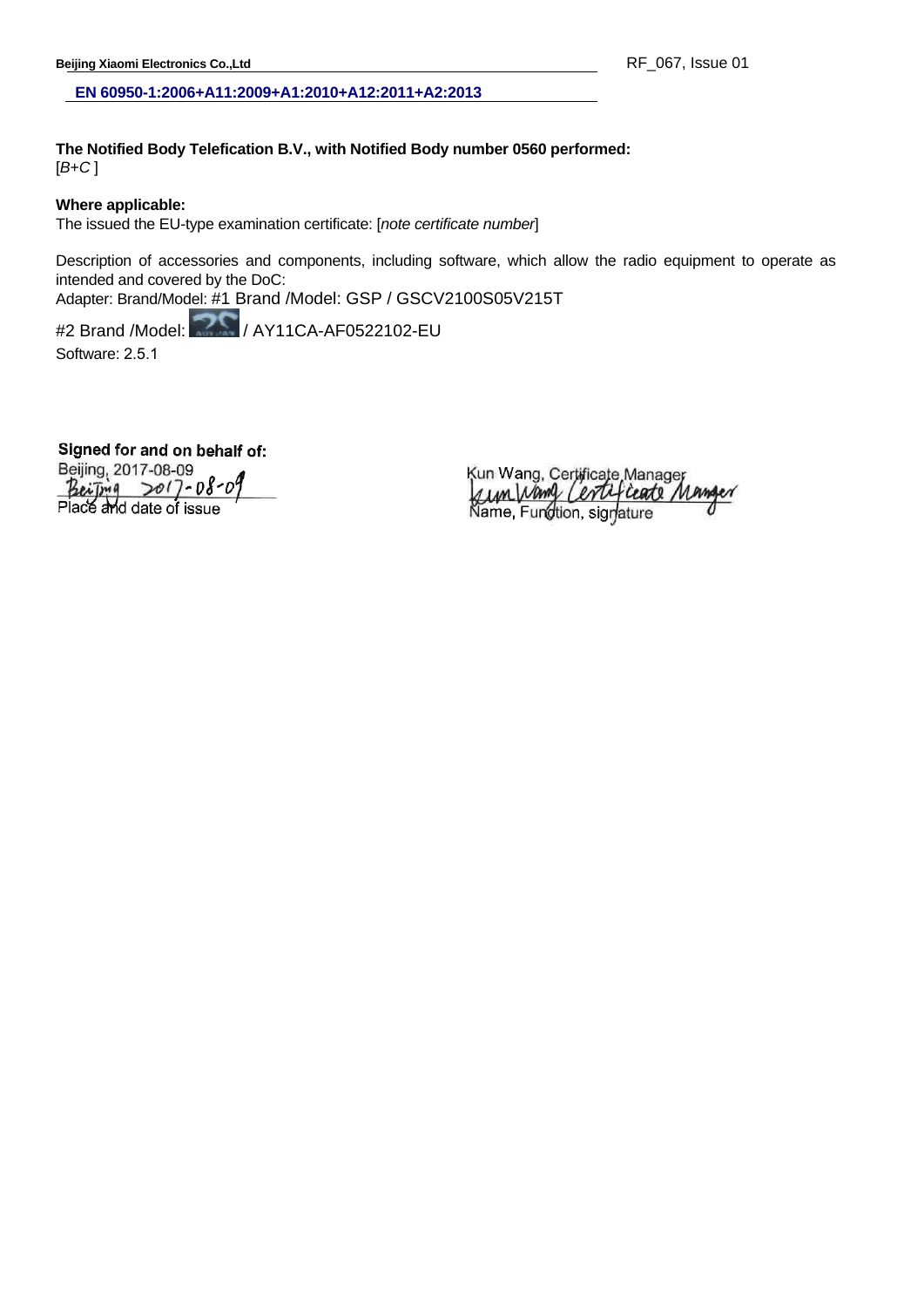EN 60950-1:2006+A11:2009+A1:2010+A12:2011+A2:2013

**The Notified Body Telefication B.V., with Notified Body number 0560 performed:**
[*B+C* ]

**Where applicable:**
The issued the EU-type examination certificate: [*note certificate number*]

Description of accessories and components, including software, which allow the radio equipment to operate as intended and covered by the DoC:
Adapter: Brand/Model: #1 Brand /Model: GSP / GSCV2100S05V215T

#2 Brand /Model: / AY11CA-AF0522102-EU

Software: 2.5.1

**Signed for and on behalf of:**

Beijing, 2017-08-09
Beijing 2017-08-09
Place and date of issue

Kun Wang, Certificate Manager
Kun Wang Certificate Manger
Name, Function, signature